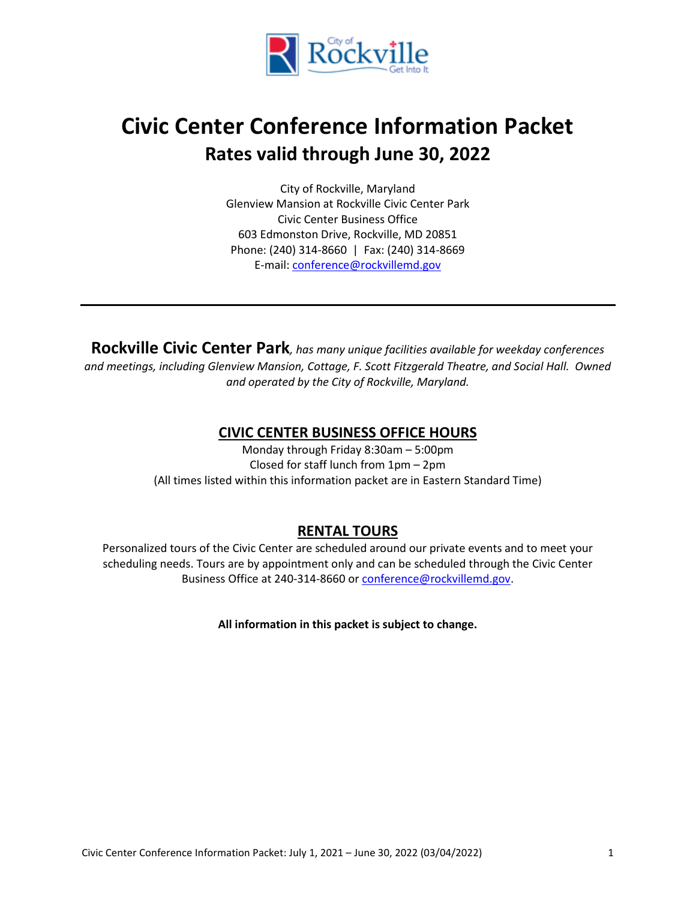# Civic Center Conference Information Packet

## Rates valid through June 30, 2022

City of Rockville, Maryland
Glenview Mansion at Rockville Civic Center Park
Civic Center Business Office
603 Edmonston Drive, Rockville, MD 20851
Phone: (240) 314-8660 | Fax: (240) 314-8669
E-mail: conference@rockvillemd.gov

---

**Rockville Civic Center Park***, has many unique facilities available for weekday conferences and meetings, including Glenview Mansion, Cottage, F. Scott Fitzgerald Theatre, and Social Hall. Owned and operated by the City of Rockville, Maryland.*

## CIVIC CENTER BUSINESS OFFICE HOURS

Monday through Friday 8:30am – 5:00pm
Closed for staff lunch from 1pm – 2pm
(All times listed within this information packet are in Eastern Standard Time)

## RENTAL TOURS

Personalized tours of the Civic Center are scheduled around our private events and to meet your scheduling needs. Tours are by appointment only and can be scheduled through the Civic Center Business Office at 240-314-8660 or conference@rockvillemd.gov.

**All information in this packet is subject to change.**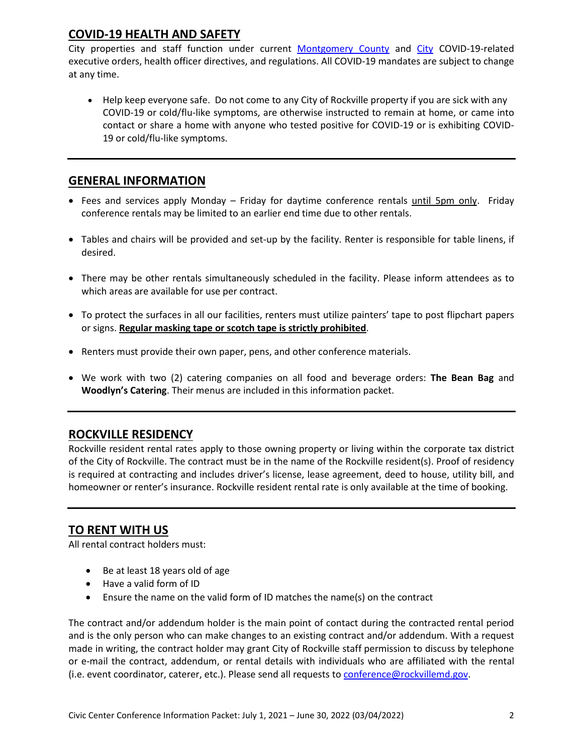## COVID-19 HEALTH AND SAFETY

City properties and staff function under current [Montgomery County](Montgomery County) and [City](City) COVID-19-related executive orders, health officer directives, and regulations. All COVID-19 mandates are subject to change at any time.

- Help keep everyone safe. Do not come to any City of Rockville property if you are sick with any COVID-19 or cold/flu-like symptoms, are otherwise instructed to remain at home, or came into contact or share a home with anyone who tested positive for COVID-19 or is exhibiting COVID-19 or cold/flu-like symptoms.

---

## GENERAL INFORMATION

- Fees and services apply Monday – Friday for daytime conference rentals until 5pm only. Friday conference rentals may be limited to an earlier end time due to other rentals.
- Tables and chairs will be provided and set-up by the facility. Renter is responsible for table linens, if desired.
- There may be other rentals simultaneously scheduled in the facility. Please inform attendees as to which areas are available for use per contract.
- To protect the surfaces in all our facilities, renters must utilize painters' tape to post flipchart papers or signs. **Regular masking tape or scotch tape is strictly prohibited**.
- Renters must provide their own paper, pens, and other conference materials.
- We work with two (2) catering companies on all food and beverage orders: **The Bean Bag** and **Woodlyn's Catering**. Their menus are included in this information packet.

---

## ROCKVILLE RESIDENCY

Rockville resident rental rates apply to those owning property or living within the corporate tax district of the City of Rockville. The contract must be in the name of the Rockville resident(s). Proof of residency is required at contracting and includes driver's license, lease agreement, deed to house, utility bill, and homeowner or renter's insurance. Rockville resident rental rate is only available at the time of booking.

---

## TO RENT WITH US

All rental contract holders must:

- Be at least 18 years old of age
- Have a valid form of ID
- Ensure the name on the valid form of ID matches the name(s) on the contract

The contract and/or addendum holder is the main point of contact during the contracted rental period and is the only person who can make changes to an existing contract and/or addendum. With a request made in writing, the contract holder may grant City of Rockville staff permission to discuss by telephone or e-mail the contract, addendum, or rental details with individuals who are affiliated with the rental (i.e. event coordinator, caterer, etc.). Please send all requests to [conference@rockvillemd.gov](mailto:conference@rockvillemd.gov).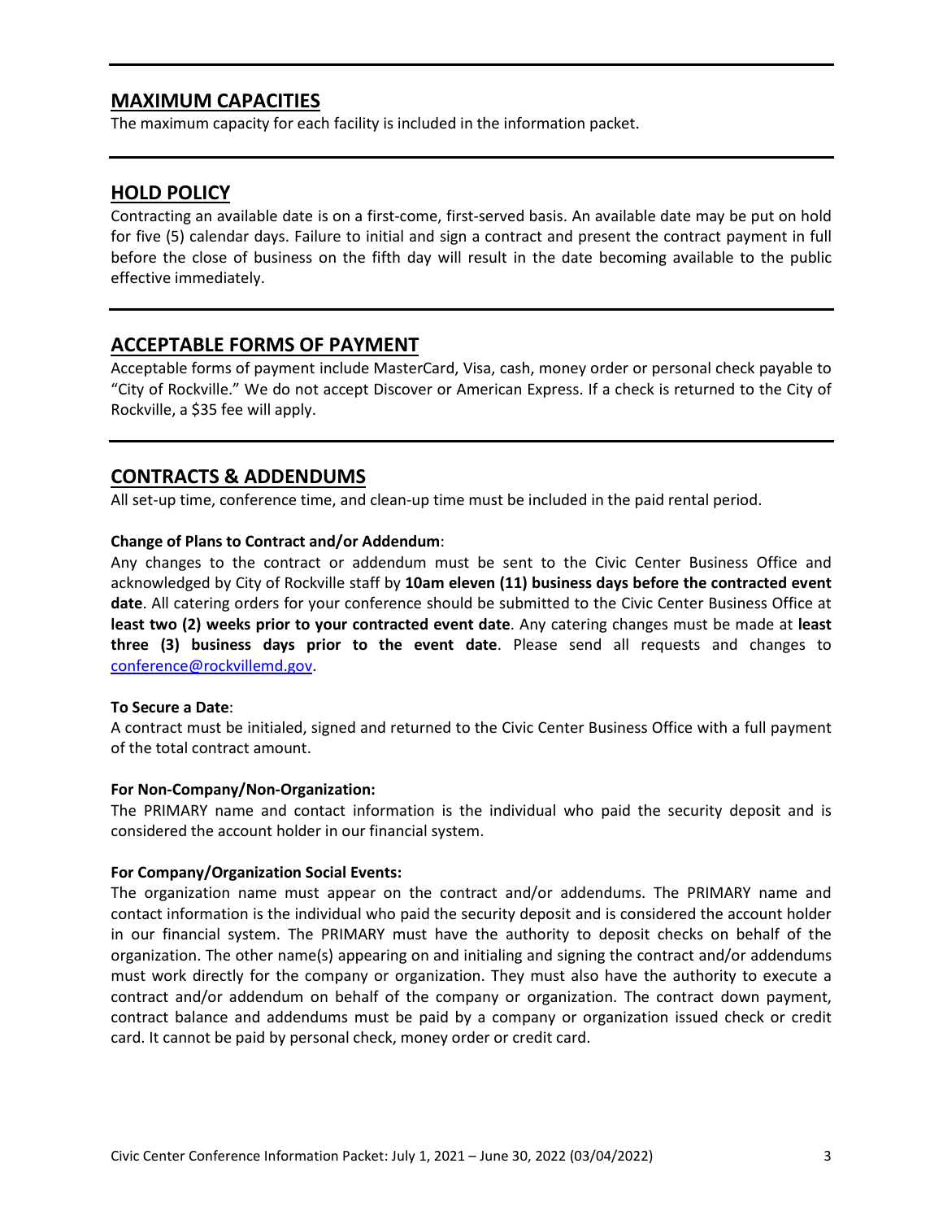## MAXIMUM CAPACITIES

The maximum capacity for each facility is included in the information packet.

## HOLD POLICY

Contracting an available date is on a first-come, first-served basis. An available date may be put on hold for five (5) calendar days. Failure to initial and sign a contract and present the contract payment in full before the close of business on the fifth day will result in the date becoming available to the public effective immediately.

## ACCEPTABLE FORMS OF PAYMENT

Acceptable forms of payment include MasterCard, Visa, cash, money order or personal check payable to "City of Rockville." We do not accept Discover or American Express. If a check is returned to the City of Rockville, a $35 fee will apply.

## CONTRACTS & ADDENDUMS

All set-up time, conference time, and clean-up time must be included in the paid rental period.

**Change of Plans to Contract and/or Addendum**:

Any changes to the contract or addendum must be sent to the Civic Center Business Office and acknowledged by City of Rockville staff by **10am eleven (11) business days before the contracted event date**. All catering orders for your conference should be submitted to the Civic Center Business Office at **least two (2) weeks prior to your contracted event date**. Any catering changes must be made at **least three (3) business days prior to the event date**. Please send all requests and changes to conference@rockvillemd.gov.

**To Secure a Date**:

A contract must be initialed, signed and returned to the Civic Center Business Office with a full payment of the total contract amount.

**For Non-Company/Non-Organization:**

The PRIMARY name and contact information is the individual who paid the security deposit and is considered the account holder in our financial system.

**For Company/Organization Social Events:**

The organization name must appear on the contract and/or addendums. The PRIMARY name and contact information is the individual who paid the security deposit and is considered the account holder in our financial system. The PRIMARY must have the authority to deposit checks on behalf of the organization. The other name(s) appearing on and initialing and signing the contract and/or addendums must work directly for the company or organization. They must also have the authority to execute a contract and/or addendum on behalf of the company or organization. The contract down payment, contract balance and addendums must be paid by a company or organization issued check or credit card. It cannot be paid by personal check, money order or credit card.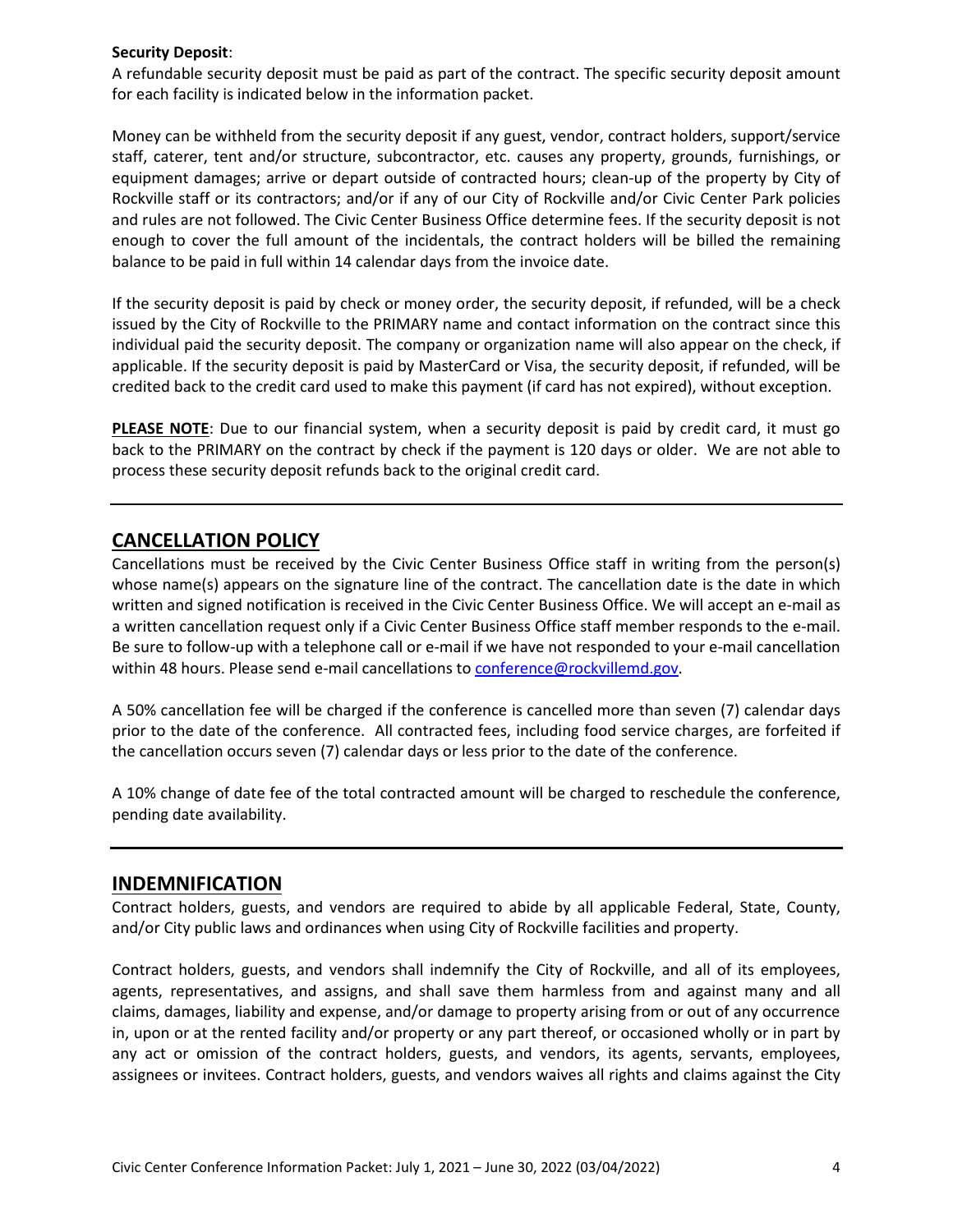**Security Deposit**:
A refundable security deposit must be paid as part of the contract. The specific security deposit amount for each facility is indicated below in the information packet.

Money can be withheld from the security deposit if any guest, vendor, contract holders, support/service staff, caterer, tent and/or structure, subcontractor, etc. causes any property, grounds, furnishings, or equipment damages; arrive or depart outside of contracted hours; clean-up of the property by City of Rockville staff or its contractors; and/or if any of our City of Rockville and/or Civic Center Park policies and rules are not followed. The Civic Center Business Office determine fees. If the security deposit is not enough to cover the full amount of the incidentals, the contract holders will be billed the remaining balance to be paid in full within 14 calendar days from the invoice date.

If the security deposit is paid by check or money order, the security deposit, if refunded, will be a check issued by the City of Rockville to the PRIMARY name and contact information on the contract since this individual paid the security deposit. The company or organization name will also appear on the check, if applicable. If the security deposit is paid by MasterCard or Visa, the security deposit, if refunded, will be credited back to the credit card used to make this payment (if card has not expired), without exception.

**PLEASE NOTE**: Due to our financial system, when a security deposit is paid by credit card, it must go back to the PRIMARY on the contract by check if the payment is 120 days or older. We are not able to process these security deposit refunds back to the original credit card.

---

## CANCELLATION POLICY

Cancellations must be received by the Civic Center Business Office staff in writing from the person(s) whose name(s) appears on the signature line of the contract. The cancellation date is the date in which written and signed notification is received in the Civic Center Business Office. We will accept an e-mail as a written cancellation request only if a Civic Center Business Office staff member responds to the e-mail. Be sure to follow-up with a telephone call or e-mail if we have not responded to your e-mail cancellation within 48 hours. Please send e-mail cancellations to conference@rockvillemd.gov.

A 50% cancellation fee will be charged if the conference is cancelled more than seven (7) calendar days prior to the date of the conference. All contracted fees, including food service charges, are forfeited if the cancellation occurs seven (7) calendar days or less prior to the date of the conference.

A 10% change of date fee of the total contracted amount will be charged to reschedule the conference, pending date availability.

---

## INDEMNIFICATION

Contract holders, guests, and vendors are required to abide by all applicable Federal, State, County, and/or City public laws and ordinances when using City of Rockville facilities and property.

Contract holders, guests, and vendors shall indemnify the City of Rockville, and all of its employees, agents, representatives, and assigns, and shall save them harmless from and against many and all claims, damages, liability and expense, and/or damage to property arising from or out of any occurrence in, upon or at the rented facility and/or property or any part thereof, or occasioned wholly or in part by any act or omission of the contract holders, guests, and vendors, its agents, servants, employees, assignees or invitees. Contract holders, guests, and vendors waives all rights and claims against the City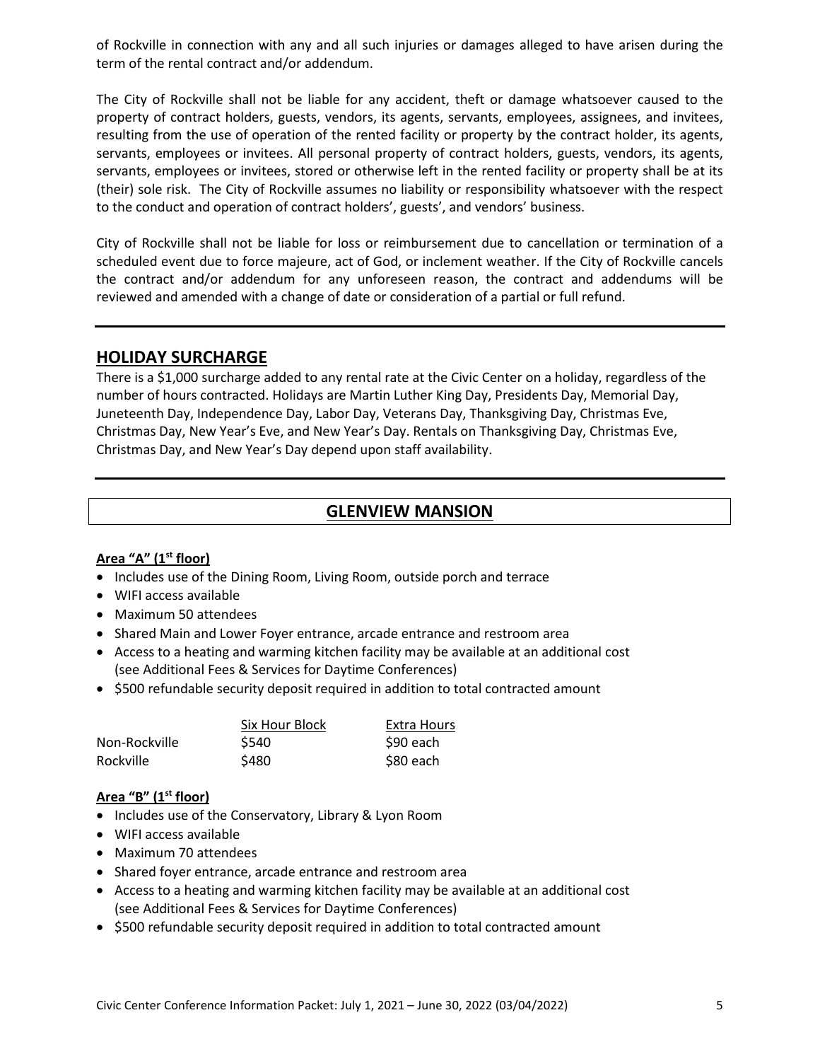of Rockville in connection with any and all such injuries or damages alleged to have arisen during the term of the rental contract and/or addendum.

The City of Rockville shall not be liable for any accident, theft or damage whatsoever caused to the property of contract holders, guests, vendors, its agents, servants, employees, assignees, and invitees, resulting from the use of operation of the rented facility or property by the contract holder, its agents, servants, employees or invitees. All personal property of contract holders, guests, vendors, its agents, servants, employees or invitees, stored or otherwise left in the rented facility or property shall be at its (their) sole risk. The City of Rockville assumes no liability or responsibility whatsoever with the respect to the conduct and operation of contract holders', guests', and vendors' business.

City of Rockville shall not be liable for loss or reimbursement due to cancellation or termination of a scheduled event due to force majeure, act of God, or inclement weather. If the City of Rockville cancels the contract and/or addendum for any unforeseen reason, the contract and addendums will be reviewed and amended with a change of date or consideration of a partial or full refund.

## HOLIDAY SURCHARGE

There is a $1,000 surcharge added to any rental rate at the Civic Center on a holiday, regardless of the number of hours contracted. Holidays are Martin Luther King Day, Presidents Day, Memorial Day, Juneteenth Day, Independence Day, Labor Day, Veterans Day, Thanksgiving Day, Christmas Eve, Christmas Day, New Year's Eve, and New Year's Day. Rentals on Thanksgiving Day, Christmas Eve, Christmas Day, and New Year's Day depend upon staff availability.

## GLENVIEW MANSION

### Area "A" (1st floor)

- Includes use of the Dining Room, Living Room, outside porch and terrace
- WIFI access available
- Maximum 50 attendees
- Shared Main and Lower Foyer entrance, arcade entrance and restroom area
- Access to a heating and warming kitchen facility may be available at an additional cost (see Additional Fees & Services for Daytime Conferences)
- $500 refundable security deposit required in addition to total contracted amount

| | Six Hour Block | Extra Hours |
|---|---|---|
| Non-Rockville | $540 | $90 each |
| Rockville | $480 | $80 each |

### Area "B" (1st floor)

- Includes use of the Conservatory, Library & Lyon Room
- WIFI access available
- Maximum 70 attendees
- Shared foyer entrance, arcade entrance and restroom area
- Access to a heating and warming kitchen facility may be available at an additional cost (see Additional Fees & Services for Daytime Conferences)
- $500 refundable security deposit required in addition to total contracted amount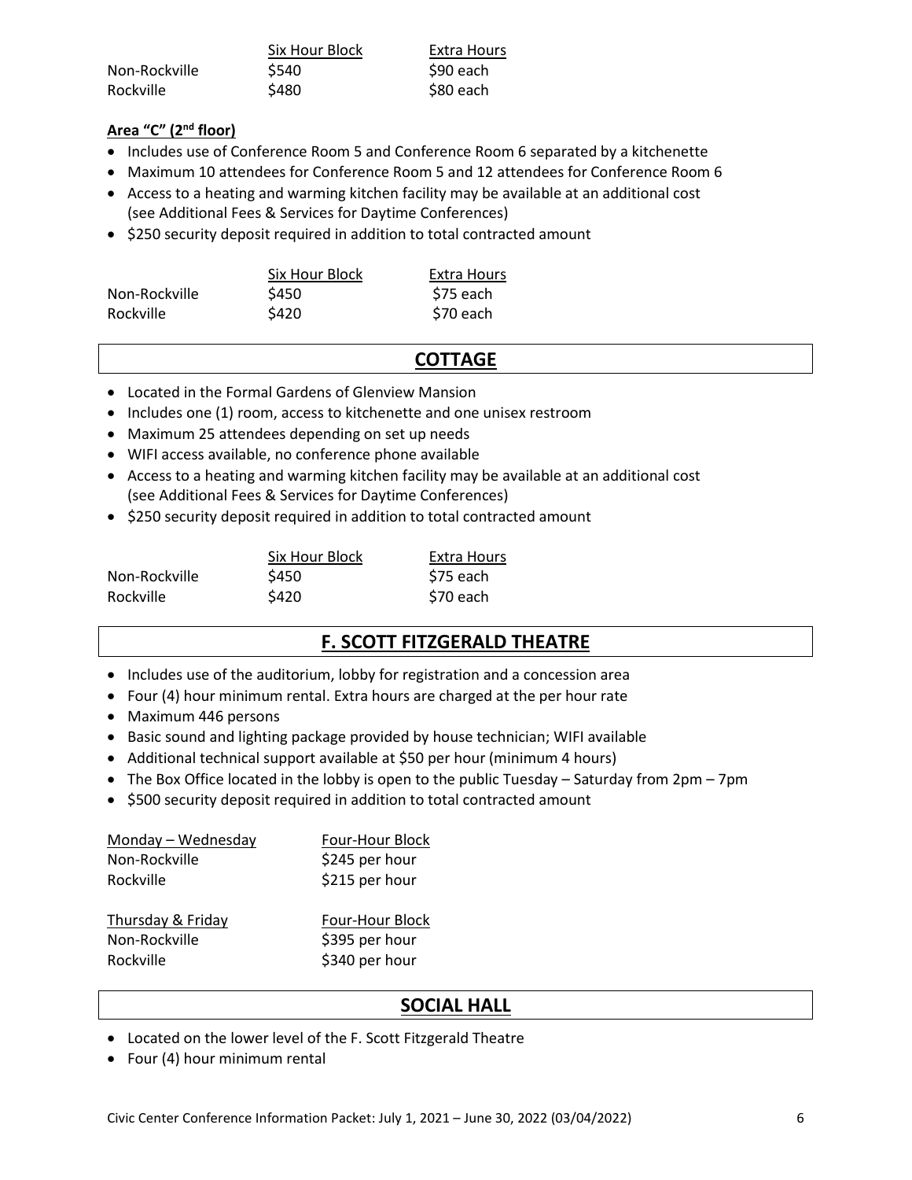| | Six Hour Block | Extra Hours |
|---|---|---|
| Non-Rockville | $540 | $90 each |
| Rockville | $480 | $80 each |

**Area "C" (2nd floor)**

- Includes use of Conference Room 5 and Conference Room 6 separated by a kitchenette
- Maximum 10 attendees for Conference Room 5 and 12 attendees for Conference Room 6
- Access to a heating and warming kitchen facility may be available at an additional cost (see Additional Fees & Services for Daytime Conferences)
- $250 security deposit required in addition to total contracted amount

| | Six Hour Block | Extra Hours |
|---|---|---|
| Non-Rockville | $450 | $75 each |
| Rockville | $420 | $70 each |

## COTTAGE

- Located in the Formal Gardens of Glenview Mansion
- Includes one (1) room, access to kitchenette and one unisex restroom
- Maximum 25 attendees depending on set up needs
- WIFI access available, no conference phone available
- Access to a heating and warming kitchen facility may be available at an additional cost (see Additional Fees & Services for Daytime Conferences)
- $250 security deposit required in addition to total contracted amount

| | Six Hour Block | Extra Hours |
|---|---|---|
| Non-Rockville | $450 | $75 each |
| Rockville | $420 | $70 each |

## F. SCOTT FITZGERALD THEATRE

- Includes use of the auditorium, lobby for registration and a concession area
- Four (4) hour minimum rental. Extra hours are charged at the per hour rate
- Maximum 446 persons
- Basic sound and lighting package provided by house technician; WIFI available
- Additional technical support available at $50 per hour (minimum 4 hours)
- The Box Office located in the lobby is open to the public Tuesday – Saturday from 2pm – 7pm
- $500 security deposit required in addition to total contracted amount

| Monday – Wednesday | Four-Hour Block |
|---|---|
| Non-Rockville | $245 per hour |
| Rockville | $215 per hour |

| Thursday & Friday | Four-Hour Block |
|---|---|
| Non-Rockville | $395 per hour |
| Rockville | $340 per hour |

## SOCIAL HALL

- Located on the lower level of the F. Scott Fitzgerald Theatre
- Four (4) hour minimum rental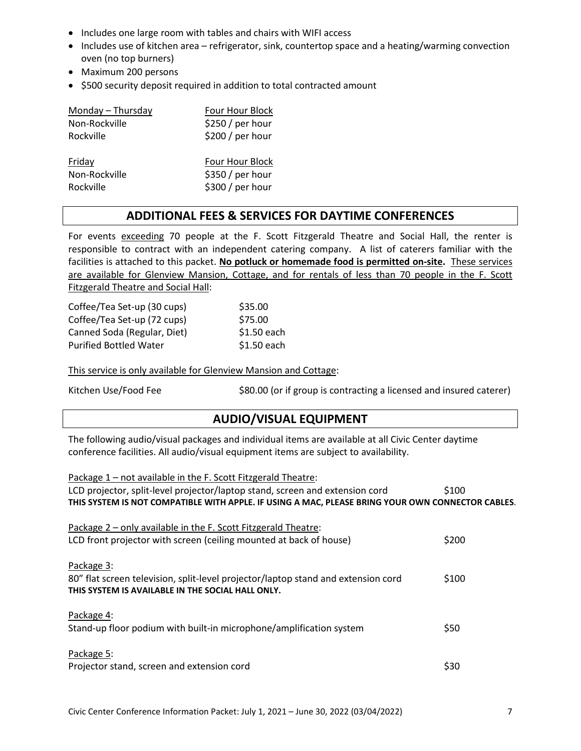- Includes one large room with tables and chairs with WIFI access
- Includes use of kitchen area – refrigerator, sink, countertop space and a heating/warming convection oven (no top burners)
- Maximum 200 persons
- $500 security deposit required in addition to total contracted amount

| Monday – Thursday | Four Hour Block |
|---|---|
| Non-Rockville | $250 / per hour |
| Rockville | $200 / per hour |

| Friday | Four Hour Block |
|---|---|
| Non-Rockville | $350 / per hour |
| Rockville | $300 / per hour |

## ADDITIONAL FEES & SERVICES FOR DAYTIME CONFERENCES

For events exceeding 70 people at the F. Scott Fitzgerald Theatre and Social Hall, the renter is responsible to contract with an independent catering company. A list of caterers familiar with the facilities is attached to this packet. **No potluck or homemade food is permitted on-site.** These services are available for Glenview Mansion, Cottage, and for rentals of less than 70 people in the F. Scott Fitzgerald Theatre and Social Hall:

| | |
|---|---|
| Coffee/Tea Set-up (30 cups) | $35.00 |
| Coffee/Tea Set-up (72 cups) | $75.00 |
| Canned Soda (Regular, Diet) | $1.50 each |
| Purified Bottled Water | $1.50 each |

This service is only available for Glenview Mansion and Cottage:

| | |
|---|---|
| Kitchen Use/Food Fee | $80.00 (or if group is contracting a licensed and insured caterer) |

## AUDIO/VISUAL EQUIPMENT

The following audio/visual packages and individual items are available at all Civic Center daytime conference facilities. All audio/visual equipment items are subject to availability.

Package 1 – not available in the F. Scott Fitzgerald Theatre:
LCD projector, split-level projector/laptop stand, screen and extension cord — $100
**THIS SYSTEM IS NOT COMPATIBLE WITH APPLE. IF USING A MAC, PLEASE BRING YOUR OWN CONNECTOR CABLES**.

Package 2 – only available in the F. Scott Fitzgerald Theatre:
LCD front projector with screen (ceiling mounted at back of house) — $200

Package 3:
80" flat screen television, split-level projector/laptop stand and extension cord — $100
**THIS SYSTEM IS AVAILABLE IN THE SOCIAL HALL ONLY.**

Package 4:
Stand-up floor podium with built-in microphone/amplification system — $50

Package 5:
Projector stand, screen and extension cord — $30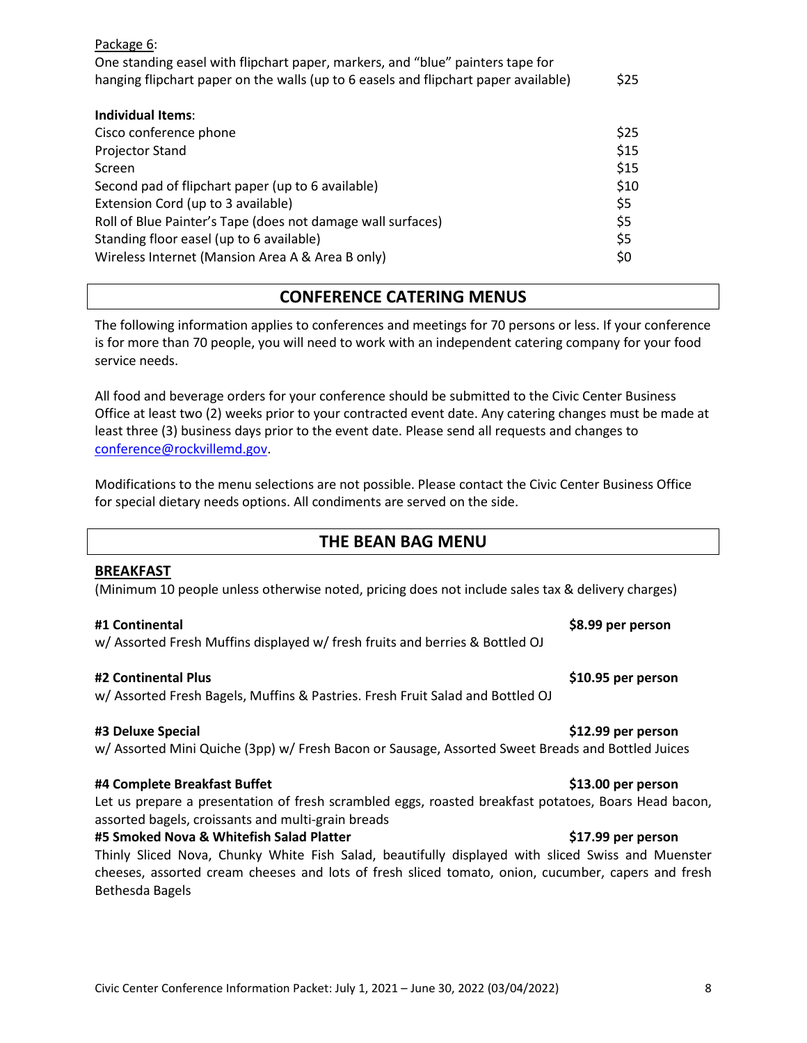Package 6:

| | |
|---|---|
| One standing easel with flipchart paper, markers, and "blue" painters tape for hanging flipchart paper on the walls (up to 6 easels and flipchart paper available) | $25 |

**Individual Items**:

| | |
|---|---|
| Cisco conference phone | $25 |
| Projector Stand | $15 |
| Screen | $15 |
| Second pad of flipchart paper (up to 6 available) | $10 |
| Extension Cord (up to 3 available) | $5 |
| Roll of Blue Painter's Tape (does not damage wall surfaces) | $5 |
| Standing floor easel (up to 6 available) | $5 |
| Wireless Internet (Mansion Area A & Area B only) | $0 |

## CONFERENCE CATERING MENUS

The following information applies to conferences and meetings for 70 persons or less. If your conference is for more than 70 people, you will need to work with an independent catering company for your food service needs.

All food and beverage orders for your conference should be submitted to the Civic Center Business Office at least two (2) weeks prior to your contracted event date. Any catering changes must be made at least three (3) business days prior to the event date. Please send all requests and changes to conference@rockvillemd.gov.

Modifications to the menu selections are not possible. Please contact the Civic Center Business Office for special dietary needs options. All condiments are served on the side.

## THE BEAN BAG MENU

**BREAKFAST**

(Minimum 10 people unless otherwise noted, pricing does not include sales tax & delivery charges)

**#1 Continental** **$8.99 per person**
w/ Assorted Fresh Muffins displayed w/ fresh fruits and berries & Bottled OJ

**#2 Continental Plus** **$10.95 per person**
w/ Assorted Fresh Bagels, Muffins & Pastries. Fresh Fruit Salad and Bottled OJ

**#3 Deluxe Special** **$12.99 per person**
w/ Assorted Mini Quiche (3pp) w/ Fresh Bacon or Sausage, Assorted Sweet Breads and Bottled Juices

**#4 Complete Breakfast Buffet** **$13.00 per person**
Let us prepare a presentation of fresh scrambled eggs, roasted breakfast potatoes, Boars Head bacon, assorted bagels, croissants and multi-grain breads

**#5 Smoked Nova & Whitefish Salad Platter** **$17.99 per person**
Thinly Sliced Nova, Chunky White Fish Salad, beautifully displayed with sliced Swiss and Muenster cheeses, assorted cream cheeses and lots of fresh sliced tomato, onion, cucumber, capers and fresh Bethesda Bagels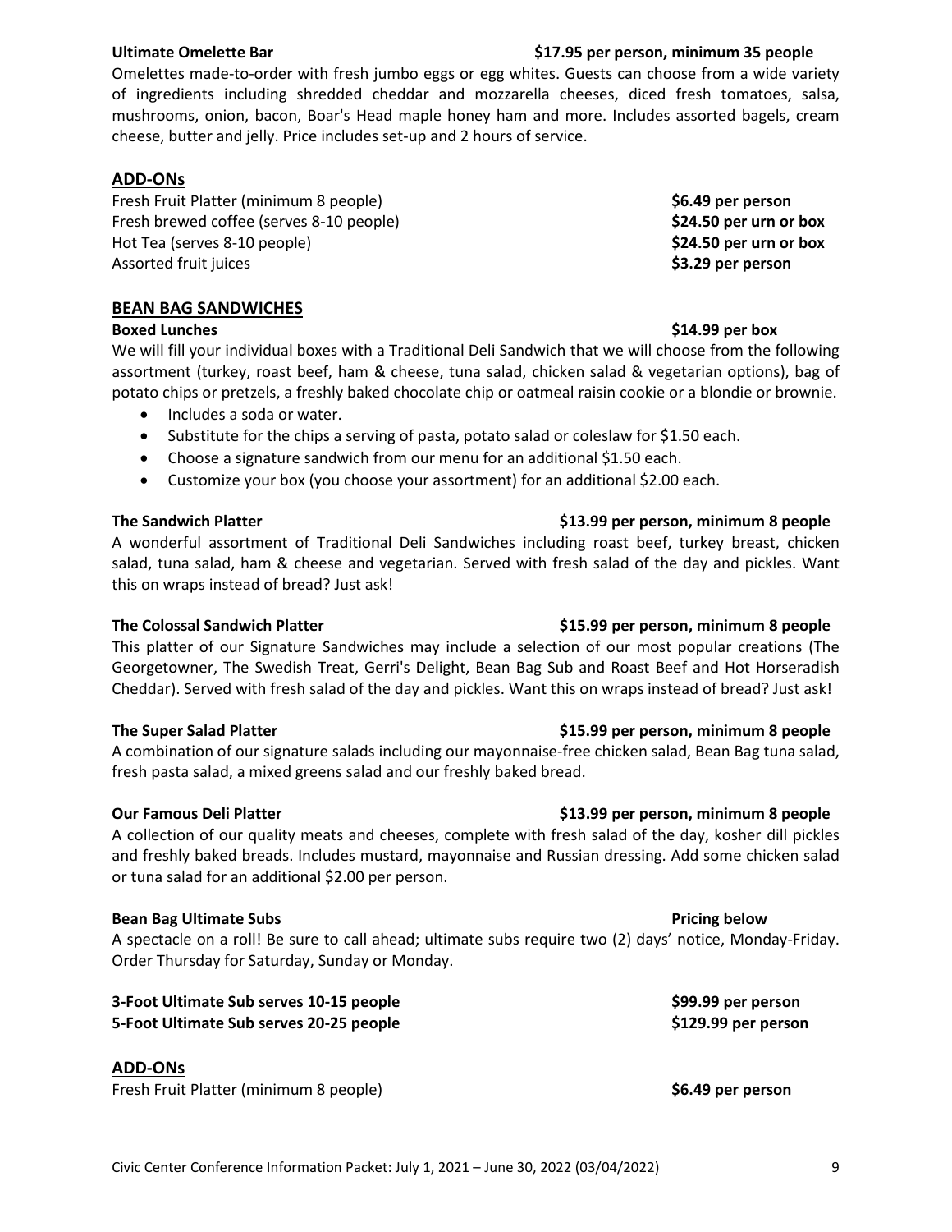**Ultimate Omelette Bar** **$17.95 per person, minimum 35 people**

Omelettes made-to-order with fresh jumbo eggs or egg whites. Guests can choose from a wide variety of ingredients including shredded cheddar and mozzarella cheeses, diced fresh tomatoes, salsa, mushrooms, onion, bacon, Boar's Head maple honey ham and more. Includes assorted bagels, cream cheese, butter and jelly. Price includes set-up and 2 hours of service.

## ADD-ONs

| | |
|---|---|
| Fresh Fruit Platter (minimum 8 people) | **$6.49 per person** |
| Fresh brewed coffee (serves 8-10 people) | **$24.50 per urn or box** |
| Hot Tea (serves 8-10 people) | **$24.50 per urn or box** |
| Assorted fruit juices | **$3.29 per person** |

## BEAN BAG SANDWICHES

**Boxed Lunches** **$14.99 per box**

We will fill your individual boxes with a Traditional Deli Sandwich that we will choose from the following assortment (turkey, roast beef, ham & cheese, tuna salad, chicken salad & vegetarian options), bag of potato chips or pretzels, a freshly baked chocolate chip or oatmeal raisin cookie or a blondie or brownie.

- Includes a soda or water.
- Substitute for the chips a serving of pasta, potato salad or coleslaw for $1.50 each.
- Choose a signature sandwich from our menu for an additional $1.50 each.
- Customize your box (you choose your assortment) for an additional $2.00 each.

**The Sandwich Platter** **$13.99 per person, minimum 8 people**

A wonderful assortment of Traditional Deli Sandwiches including roast beef, turkey breast, chicken salad, tuna salad, ham & cheese and vegetarian. Served with fresh salad of the day and pickles. Want this on wraps instead of bread? Just ask!

**The Colossal Sandwich Platter** **$15.99 per person, minimum 8 people**

This platter of our Signature Sandwiches may include a selection of our most popular creations (The Georgetowner, The Swedish Treat, Gerri's Delight, Bean Bag Sub and Roast Beef and Hot Horseradish Cheddar). Served with fresh salad of the day and pickles. Want this on wraps instead of bread? Just ask!

**The Super Salad Platter** **$15.99 per person, minimum 8 people**

A combination of our signature salads including our mayonnaise-free chicken salad, Bean Bag tuna salad, fresh pasta salad, a mixed greens salad and our freshly baked bread.

**Our Famous Deli Platter** **$13.99 per person, minimum 8 people**

A collection of our quality meats and cheeses, complete with fresh salad of the day, kosher dill pickles and freshly baked breads. Includes mustard, mayonnaise and Russian dressing. Add some chicken salad or tuna salad for an additional $2.00 per person.

**Bean Bag Ultimate Subs** **Pricing below**

A spectacle on a roll! Be sure to call ahead; ultimate subs require two (2) days' notice, Monday-Friday. Order Thursday for Saturday, Sunday or Monday.

| | |
|---|---|
| **3-Foot Ultimate Sub serves 10-15 people** | **$99.99 per person** |
| **5-Foot Ultimate Sub serves 20-25 people** | **$129.99 per person** |

## ADD-ONs

| | |
|---|---|
| Fresh Fruit Platter (minimum 8 people) | **$6.49 per person** |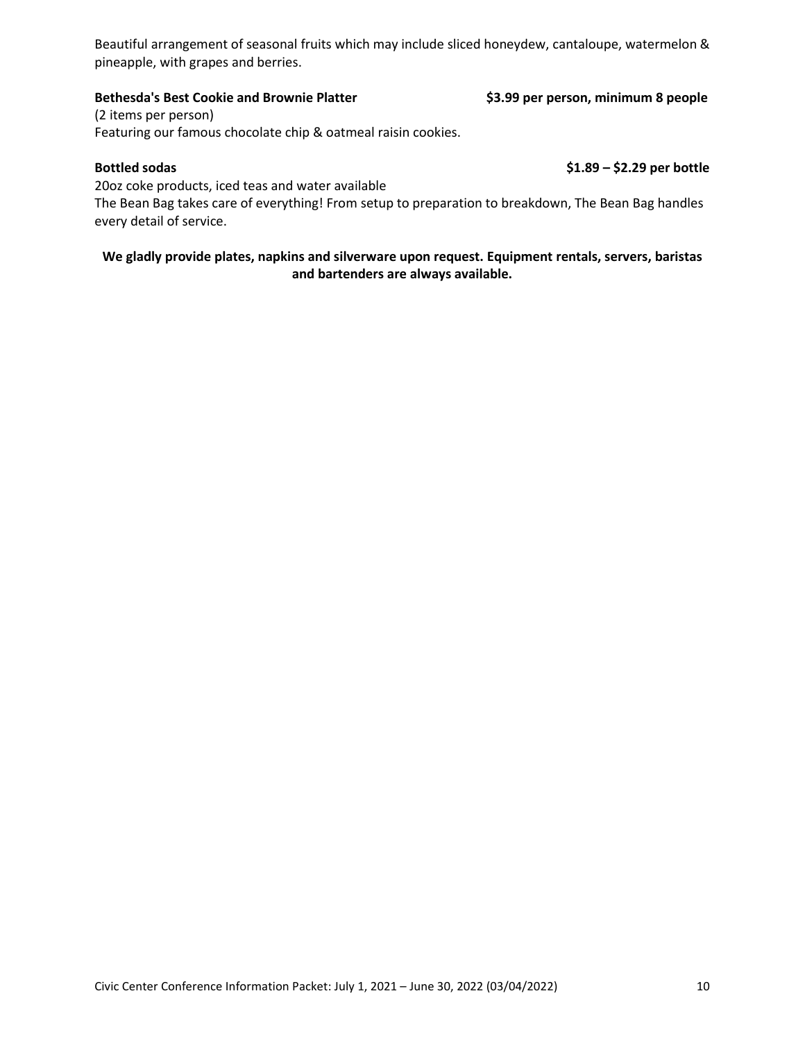Beautiful arrangement of seasonal fruits which may include sliced honeydew, cantaloupe, watermelon & pineapple, with grapes and berries.

**Bethesda's Best Cookie and Brownie Platter** **$3.99 per person, minimum 8 people**

(2 items per person)
Featuring our famous chocolate chip & oatmeal raisin cookies.

**Bottled sodas** **$1.89 – $2.29 per bottle**

20oz coke products, iced teas and water available
The Bean Bag takes care of everything! From setup to preparation to breakdown, The Bean Bag handles every detail of service.

**We gladly provide plates, napkins and silverware upon request. Equipment rentals, servers, baristas and bartenders are always available.**